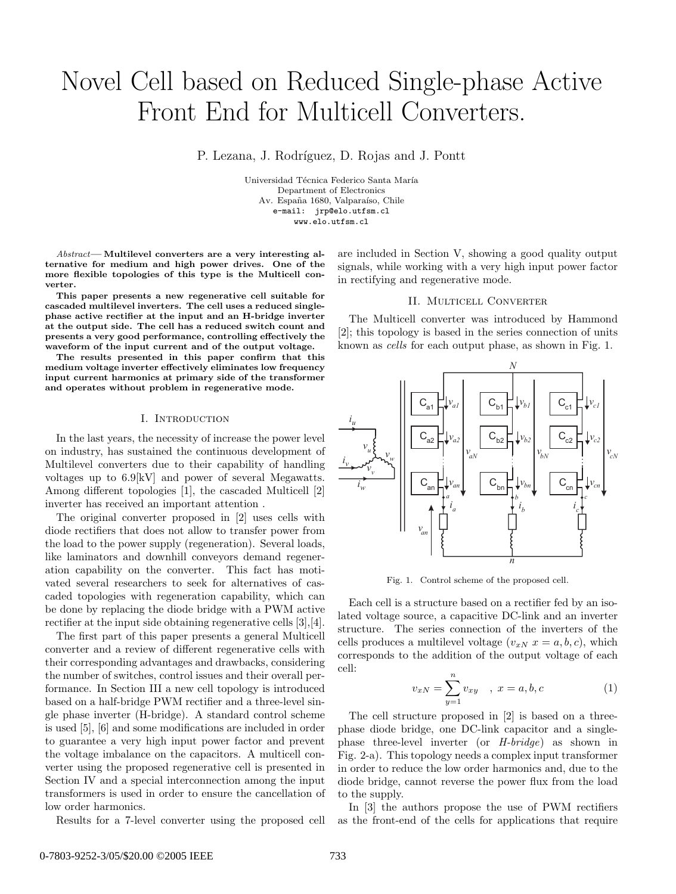// Novel Cell based on Reduced Single-phase Active Front End for Multicell Converters.

P. Lezana, J. Rodríguez, D. Rojas and J. Pontt

Universidad Técnica Federico Santa María
Department of Electronics
Av. España 1680, Valparaíso, Chile
e-mail: jrp@elo.utfsm.cl
www.elo.utfsm.cl

*Abstract*— **Multilevel converters are a very interesting alternative for medium and high power drives. One of the more flexible topologies of this type is the Multicell converter.**

**This paper presents a new regenerative cell suitable for cascaded multilevel inverters. The cell uses a reduced single-phase active rectifier at the input and an H-bridge inverter at the output side. The cell has a reduced switch count and presents a very good performance, controlling effectively the waveform of the input current and of the output voltage.**

**The results presented in this paper confirm that this medium voltage inverter effectively eliminates low frequency input current harmonics at primary side of the transformer and operates without problem in regenerative mode.**

## I. Introduction

In the last years, the necessity of increase the power level on industry, has sustained the continuous development of Multilevel converters due to their capability of handling voltages up to 6.9[kV] and power of several Megawatts. Among different topologies [1], the cascaded Multicell [2] inverter has received an important attention .

The original converter proposed in [2] uses cells with diode rectifiers that does not allow to transfer power from the load to the power supply (regeneration). Several loads, like laminators and downhill conveyors demand regeneration capability on the converter. This fact has motivated several researchers to seek for alternatives of cascaded topologies with regeneration capability, which can be done by replacing the diode bridge with a PWM active rectifier at the input side obtaining regenerative cells [3],[4].

The first part of this paper presents a general Multicell converter and a review of different regenerative cells with their corresponding advantages and drawbacks, considering the number of switches, control issues and their overall performance. In Section III a new cell topology is introduced based on a half-bridge PWM rectifier and a three-level single phase inverter (H-bridge). A standard control scheme is used [5], [6] and some modifications are included in order to guarantee a very high input power factor and prevent the voltage imbalance on the capacitors. A multicell converter using the proposed regenerative cell is presented in Section IV and a special interconnection among the input transformers is used in order to ensure the cancellation of low order harmonics.

Results for a 7-level converter using the proposed cell are included in Section V, showing a good quality output signals, while working with a very high input power factor in rectifying and regenerative mode.

## II. Multicell Converter

The Multicell converter was introduced by Hammond [2]; this topology is based in the series connection of units known as *cells* for each output phase, as shown in Fig. 1.

Fig. 1. Control scheme of the proposed cell.

Each cell is a structure based on a rectifier fed by an isolated voltage source, a capacitive DC-link and an inverter structure. The series connection of the inverters of the cells produces a multilevel voltage ($v_{xN}$ $x = a, b, c$), which corresponds to the addition of the output voltage of each cell:

$$v_{xN} = \sum_{y=1}^{n} v_{xy} \quad , \; x = a, b, c \tag{1}$$

The cell structure proposed in [2] is based on a three-phase diode bridge, one DC-link capacitor and a single-phase three-level inverter (or *H-bridge*) as shown in Fig. 2-a). This topology needs a complex input transformer in order to reduce the low order harmonics and, due to the diode bridge, cannot reverse the power flux from the load to the supply.

In [3] the authors propose the use of PWM rectifiers as the front-end of the cells for applications that require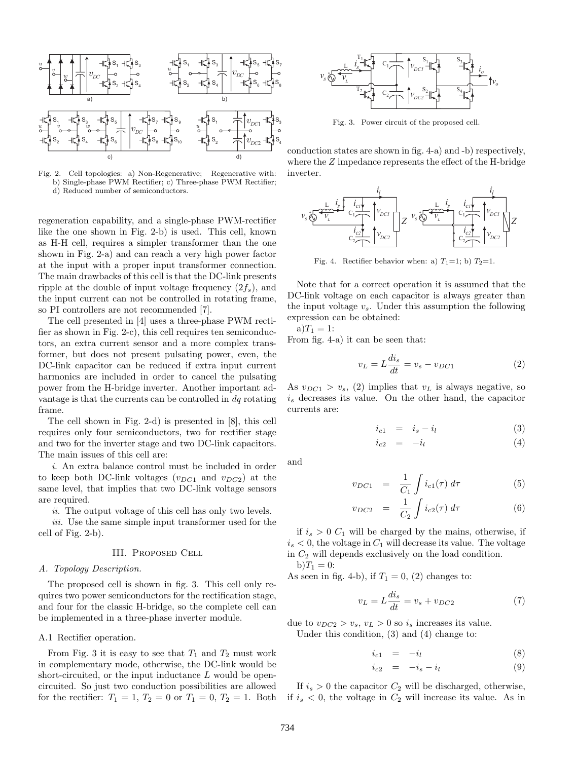Fig. 2. Cell topologies: a) Non-Regenerative; Regenerative with: b) Single-phase PWM Rectifier; c) Three-phase PWM Rectifier; d) Reduced number of semiconductors.

regeneration capability, and a single-phase PWM-rectifier like the one shown in Fig. 2-b) is used. This cell, known as H-H cell, requires a simpler transformer than the one shown in Fig. 2-a) and can reach a very high power factor at the input with a proper input transformer connection. The main drawbacks of this cell is that the DC-link presents ripple at the double of input voltage frequency ($2f_s$), and the input current can not be controlled in rotating frame, so PI controllers are not recommended [7].

The cell presented in [4] uses a three-phase PWM rectifier as shown in Fig. 2-c), this cell requires ten semiconductors, an extra current sensor and a more complex transformer, but does not present pulsating power, even, the DC-link capacitor can be reduced if extra input current harmonics are included in order to cancel the pulsating power from the H-bridge inverter. Another important advantage is that the currents can be controlled in $dq$ rotating frame.

The cell shown in Fig. 2-d) is presented in [8], this cell requires only four semiconductors, two for rectifier stage and two for the inverter stage and two DC-link capacitors. The main issues of this cell are:

*i.* An extra balance control must be included in order to keep both DC-link voltages ($v_{DC1}$ and $v_{DC2}$) at the same level, that implies that two DC-link voltage sensors are required.

*ii.* The output voltage of this cell has only two levels.

*iii.* Use the same simple input transformer used for the cell of Fig. 2-b).

## III. Proposed Cell

### A. Topology Description.

The proposed cell is shown in fig. 3. This cell only requires two power semiconductors for the rectification stage, and four for the classic H-bridge, so the complete cell can be implemented in a three-phase inverter module.

#### A.1 Rectifier operation.

From Fig. 3 it is easy to see that $T_1$ and $T_2$ must work in complementary mode, otherwise, the DC-link would be short-circuited, or the input inductance $L$ would be open-circuited. So just two conduction possibilities are allowed for the rectifier: $T_1 = 1$, $T_2 = 0$ or $T_1 = 0$, $T_2 = 1$. Both conduction states are shown in fig. 4-a) and -b) respectively, where the $Z$ impedance represents the effect of the H-bridge inverter.

Fig. 3. Power circuit of the proposed cell.

Fig. 4. Rectifier behavior when: a) $T_1$=1; b) $T_2$=1.

Note that for a correct operation it is assumed that the DC-link voltage on each capacitor is always greater than the input voltage $v_s$. Under this assumption the following expression can be obtained:

a)$T_1 = 1$:

From fig. 4-a) it can be seen that:

$$v_L = L\frac{di_s}{dt} = v_s - v_{DC1} \tag{2}$$

As $v_{DC1} > v_s$, (2) implies that $v_L$ is always negative, so $i_s$ decreases its value. On the other hand, the capacitor currents are:

$$i_{c1} = i_s - i_l \tag{3}$$

$$i_{c2} = -i_l \tag{4}$$

and

$$v_{DC1} = \frac{1}{C_1}\int i_{c1}(\tau)\, d\tau \tag{5}$$

$$v_{DC2} = \frac{1}{C_2}\int i_{c2}(\tau)\, d\tau \tag{6}$$

if $i_s > 0$ $C_1$ will be charged by the mains, otherwise, if $i_s < 0$, the voltage in $C_1$ will decrease its value. The voltage in $C_2$ will depends exclusively on the load condition.

b)$T_1 = 0$:

As seen in fig. 4-b), if $T_1 = 0$, (2) changes to:

$$v_L = L\frac{di_s}{dt} = v_s + v_{DC2} \tag{7}$$

due to $v_{DC2} > v_s$, $v_L > 0$ so $i_s$ increases its value.

Under this condition, (3) and (4) change to:

$$i_{c1} = -i_l \tag{8}$$

$$i_{c2} = -i_s - i_l \tag{9}$$

If $i_s > 0$ the capacitor $C_2$ will be discharged, otherwise, if $i_s < 0$, the voltage in $C_2$ will increase its value. As in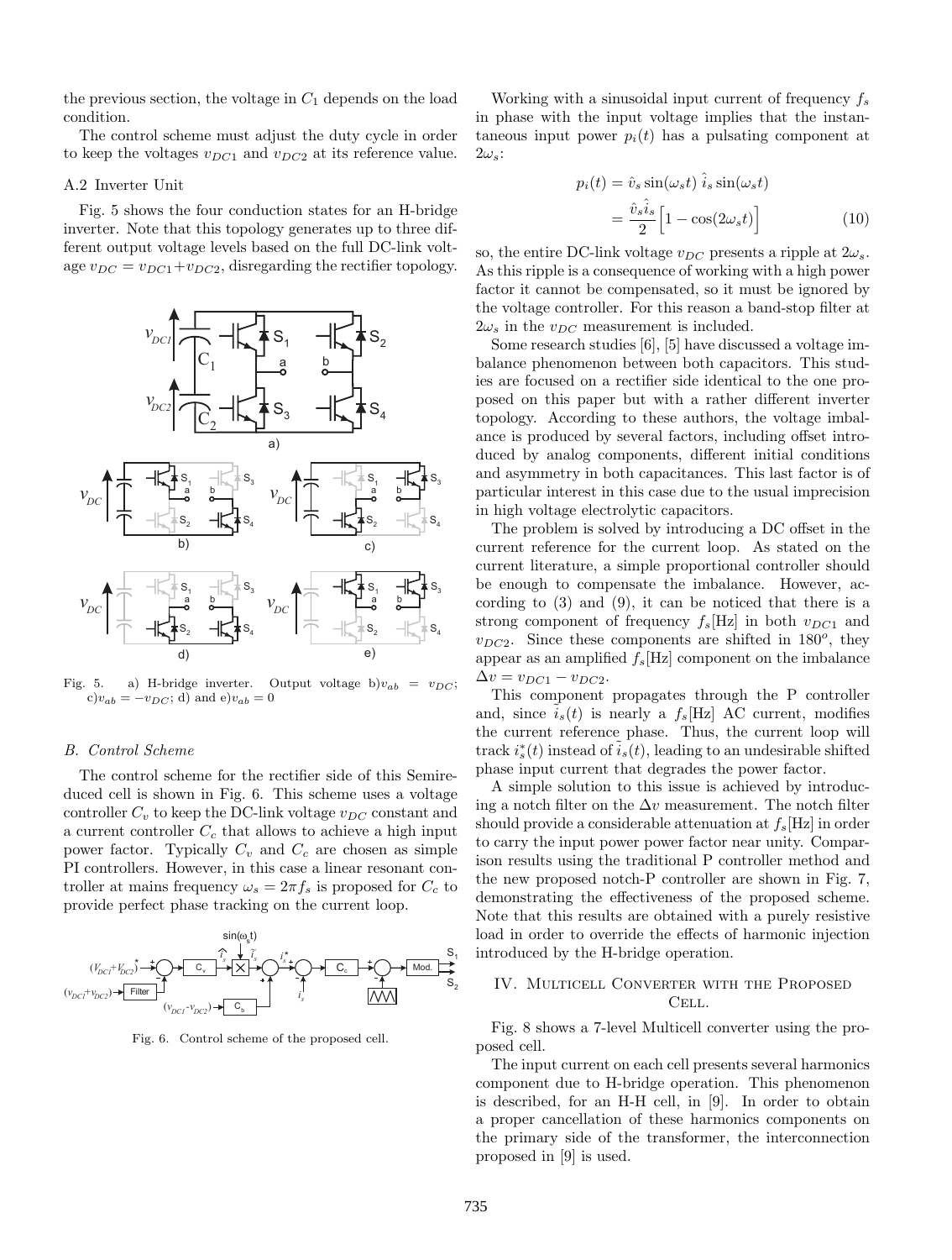the previous section, the voltage in $C_1$ depends on the load condition.

The control scheme must adjust the duty cycle in order to keep the voltages $v_{DC1}$ and $v_{DC2}$ at its reference value.

### A.2 Inverter Unit

Fig. 5 shows the four conduction states for an H-bridge inverter. Note that this topology generates up to three different output voltage levels based on the full DC-link voltage $v_{DC} = v_{DC1}+v_{DC2}$, disregarding the rectifier topology.

Fig. 5. a) H-bridge inverter. Output voltage b)$v_{ab} = v_{DC}$; c)$v_{ab} = -v_{DC}$; d) and e)$v_{ab} = 0$

### B. Control Scheme

The control scheme for the rectifier side of this Semireduced cell is shown in Fig. 6. This scheme uses a voltage controller $C_v$ to keep the DC-link voltage $v_{DC}$ constant and a current controller $C_c$ that allows to achieve a high input power factor. Typically $C_v$ and $C_c$ are chosen as simple PI controllers. However, in this case a linear resonant controller at mains frequency $\omega_s = 2\pi f_s$ is proposed for $C_c$ to provide perfect phase tracking on the current loop.

Fig. 6. Control scheme of the proposed cell.

Working with a sinusoidal input current of frequency $f_s$ in phase with the input voltage implies that the instantaneous input power $p_i(t)$ has a pulsating component at $2\omega_s$:

$$
\begin{aligned}
p_i(t) &= \hat{v}_s \sin(\omega_s t)\, \hat{i}_s \sin(\omega_s t) \\
&= \frac{\hat{v}_s \hat{i}_s}{2}\Big[1 - \cos(2\omega_s t)\Big] \qquad (10)
\end{aligned}
$$

so, the entire DC-link voltage $v_{DC}$ presents a ripple at $2\omega_s$. As this ripple is a consequence of working with a high power factor it cannot be compensated, so it must be ignored by the voltage controller. For this reason a band-stop filter at $2\omega_s$ in the $v_{DC}$ measurement is included.

Some research studies [6], [5] have discussed a voltage imbalance phenomenon between both capacitors. This studies are focused on a rectifier side identical to the one proposed on this paper but with a rather different inverter topology. According to these authors, the voltage imbalance is produced by several factors, including offset introduced by analog components, different initial conditions and asymmetry in both capacitances. This last factor is of particular interest in this case due to the usual imprecision in high voltage electrolytic capacitors.

The problem is solved by introducing a DC offset in the current reference for the current loop. As stated on the current literature, a simple proportional controller should be enough to compensate the imbalance. However, according to (3) and (9), it can be noticed that there is a strong component of frequency $f_s$[Hz] in both $v_{DC1}$ and $v_{DC2}$. Since these components are shifted in $180^o$, they appear as an amplified $f_s$[Hz] component on the imbalance $\Delta v = v_{DC1} - v_{DC2}$.

This component propagates through the P controller and, since $\tilde{i}_s(t)$ is nearly a $f_s$[Hz] AC current, modifies the current reference phase. Thus, the current loop will track $i^*_s(t)$ instead of $\tilde{i}_s(t)$, leading to an undesirable shifted phase input current that degrades the power factor.

A simple solution to this issue is achieved by introducing a notch filter on the $\Delta v$ measurement. The notch filter should provide a considerable attenuation at $f_s$[Hz] in order to carry the input power power factor near unity. Comparison results using the traditional P controller method and the new proposed notch-P controller are shown in Fig. 7, demonstrating the effectiveness of the proposed scheme. Note that this results are obtained with a purely resistive load in order to override the effects of harmonic injection introduced by the H-bridge operation.

## IV. Multicell Converter with the Proposed Cell.

Fig. 8 shows a 7-level Multicell converter using the proposed cell.

The input current on each cell presents several harmonics component due to H-bridge operation. This phenomenon is described, for an H-H cell, in [9]. In order to obtain a proper cancellation of these harmonics components on the primary side of the transformer, the interconnection proposed in [9] is used.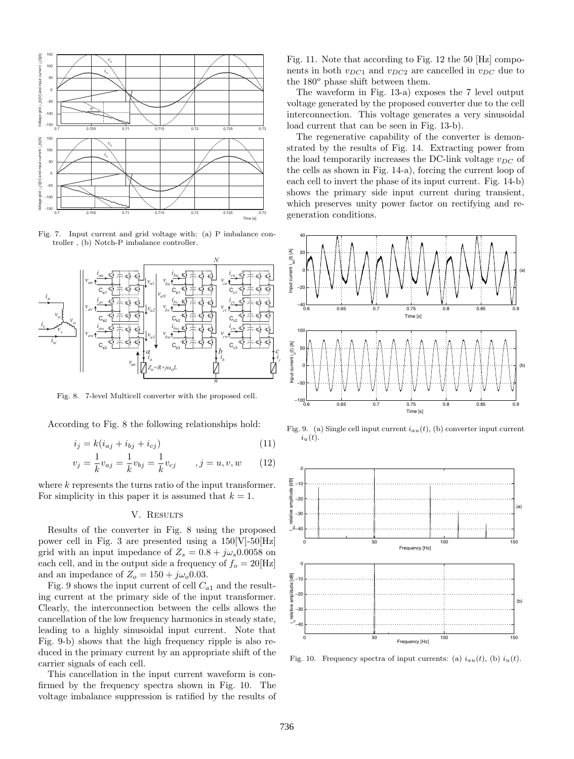Fig. 7. Input current and grid voltage with: (a) P imbalance controller , (b) Notch-P imbalance controller.

Fig. 8. 7-level Multicell converter with the proposed cell.

According to Fig. 8 the following relationships hold:

$$i_j = k(i_{aj} + i_{bj} + i_{cj}) \tag{11}$$

$$v_j = \frac{1}{k}v_{aj} = \frac{1}{k}v_{bj} = \frac{1}{k}v_{cj} \qquad ,j = u, v, w \tag{12}$$

where $k$ represents the turns ratio of the input transformer. For simplicity in this paper it is assumed that $k = 1$.

## V. Results

Results of the converter in Fig. 8 using the proposed power cell in Fig. 3 are presented using a 150[V]-50[Hz] grid with an input impedance of $Z_s = 0.8 + j\omega_s 0.0058$ on each cell, and in the output side a frequency of $f_o = 20$[Hz] and an impedance of $Z_o = 150 + j\omega_o 0.03$.

Fig. 9 shows the input current of cell $C_{a1}$ and the resulting current at the primary side of the input transformer. Clearly, the interconnection between the cells allows the cancellation of the low frequency harmonics in steady state, leading to a highly sinusoidal input current. Note that Fig. 9-b) shows that the high frequency ripple is also reduced in the primary current by an appropriate shift of the carrier signals of each cell.

This cancellation in the input current waveform is confirmed by the frequency spectra shown in Fig. 10. The voltage imbalance suppression is ratified by the results of Fig. 11. Note that according to Fig. 12 the 50 [Hz] components in both $v_{DC1}$ and $v_{DC2}$ are cancelled in $v_{DC}$ due to the $180^o$ phase shift between them.

The waveform in Fig. 13-a) exposes the 7 level output voltage generated by the proposed converter due to the cell interconnection. This voltage generates a very sinusoidal load current that can be seen in Fig. 13-b).

The regenerative capability of the converter is demonstrated by the results of Fig. 14. Extracting power from the load temporarily increases the DC-link voltage $v_{DC}$ of the cells as shown in Fig. 14-a), forcing the current loop of each cell to invert the phase of its input current. Fig. 14-b) shows the primary side input current during transient, which preserves unity power factor on rectifying and regeneration conditions.

Fig. 9. (a) Single cell input current $i_{au}(t)$, (b) converter input current $i_u(t)$.

Fig. 10. Frequency spectra of input currents: (a) $i_{au}(t)$, (b) $i_u(t)$.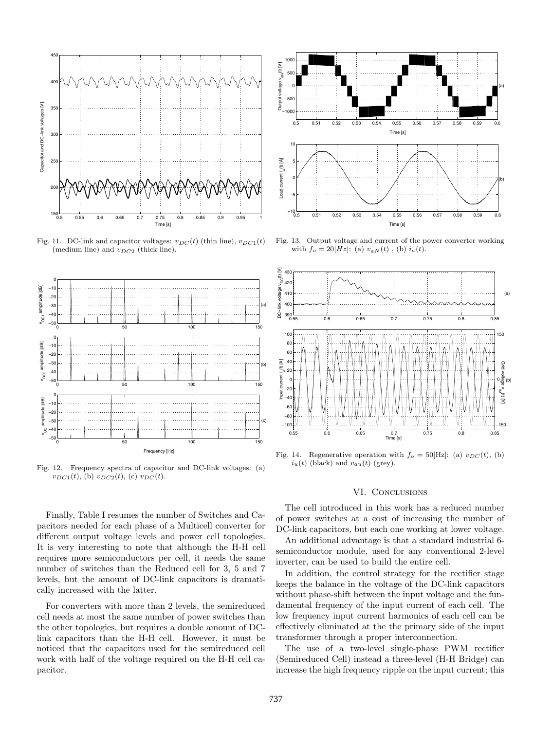Fig. 11. DC-link and capacitor voltages: $v_{DC}(t)$ (thin line), $v_{DC1}(t)$ (medium line) and $v_{DC2}$ (thick line).

Fig. 12. Frequency spectra of capacitor and DC-link voltages: (a) $v_{DC1}(t)$, (b) $v_{DC2}(t)$, (c) $v_{DC}(t)$.

Fig. 13. Output voltage and current of the power converter working with $f_o = 20[Hz]$: (a) $v_{aN}(t)$ , (b) $i_a(t)$.

Fig. 14. Regenerative operation with $f_o = 50$[Hz]: (a) $v_{DC}(t)$, (b) $i_u(t)$ (black) and $v_{au}(t)$ (grey).

Finally, Table I resumes the number of Switches and Capacitors needed for each phase of a Multicell converter for different output voltage levels and power cell topologies. It is very interesting to note that although the H-H cell requires more semiconductors per cell, it needs the same number of switches than the Reduced cell for 3, 5 and 7 levels, but the amount of DC-link capacitors is dramatically increased with the latter.

For converters with more than 2 levels, the semireduced cell needs at most the same number of power switches than the other topologies, but requires a double amount of DC-link capacitors than the H-H cell. However, it must be noticed that the capacitors used for the semireduced cell work with half of the voltage required on the H-H cell capacitor.

## VI. Conclusions

The cell introduced in this work has a reduced number of power switches at a cost of increasing the number of DC-link capacitors, but each one working at lower voltage.

An additional advantage is that a standard industrial 6-semiconductor module, used for any conventional 2-level inverter, can be used to build the entire cell.

In addition, the control strategy for the rectifier stage keeps the balance in the voltage of the DC-link capacitors without phase-shift between the input voltage and the fundamental frequency of the input current of each cell. The low frequency input current harmonics of each cell can be effectively eliminated at the the primary side of the input transformer through a proper interconnection.

The use of a two-level single-phase PWM rectifier (Semireduced Cell) instead a three-level (H-H Bridge) can increase the high frequency ripple on the input current; this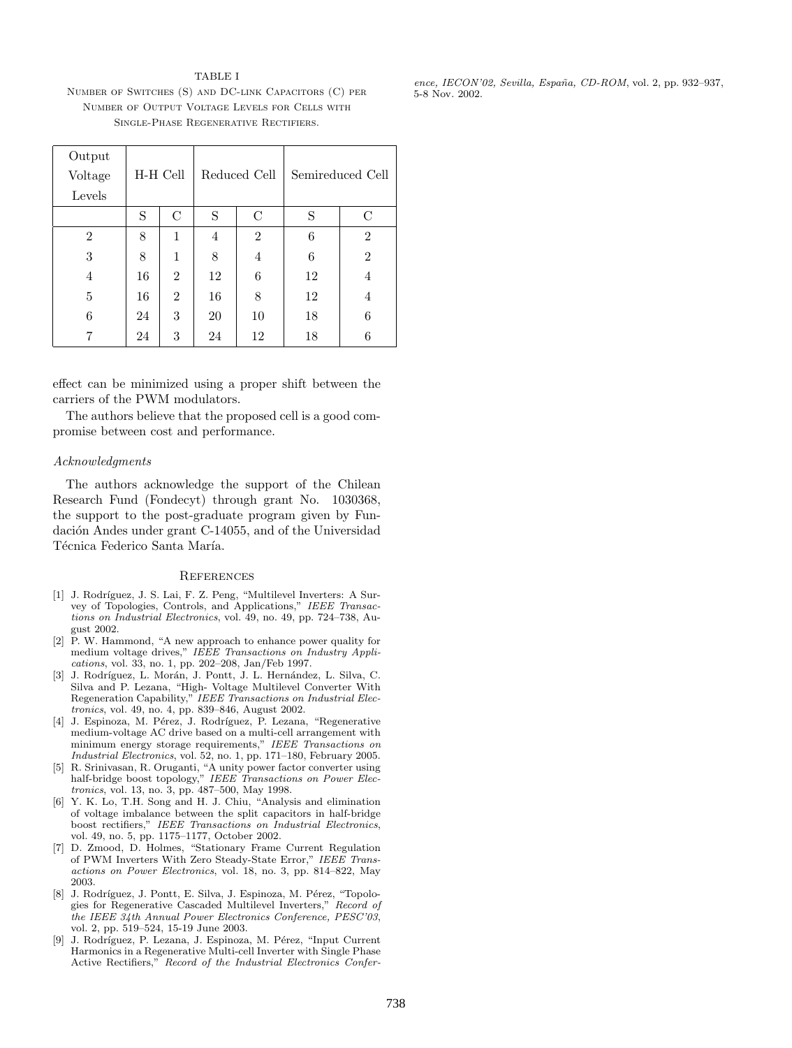TABLE I

Number of Switches (S) and DC-link Capacitors (C) per Number of Output Voltage Levels for Cells with Single-Phase Regenerative Rectifiers.

| Output Voltage Levels | H-H Cell | | Reduced Cell | | Semireduced Cell | |
|---|---|---|---|---|---|---|
| | S | C | S | C | S | C |
| 2 | 8 | 1 | 4 | 2 | 6 | 2 |
| 3 | 8 | 1 | 8 | 4 | 6 | 2 |
| 4 | 16 | 2 | 12 | 6 | 12 | 4 |
| 5 | 16 | 2 | 16 | 8 | 12 | 4 |
| 6 | 24 | 3 | 20 | 10 | 18 | 6 |
| 7 | 24 | 3 | 24 | 12 | 18 | 6 |

effect can be minimized using a proper shift between the carriers of the PWM modulators.

The authors believe that the proposed cell is a good compromise between cost and performance.

*Acknowledgments*

The authors acknowledge the support of the Chilean Research Fund (Fondecyt) through grant No. 1030368, the support to the post-graduate program given by Fundación Andes under grant C-14055, and of the Universidad Técnica Federico Santa María.

## References

[1] J. Rodríguez, J. S. Lai, F. Z. Peng, "Multilevel Inverters: A Survey of Topologies, Controls, and Applications," *IEEE Transactions on Industrial Electronics*, vol. 49, no. 49, pp. 724–738, August 2002.

[2] P. W. Hammond, "A new approach to enhance power quality for medium voltage drives," *IEEE Transactions on Industry Applications*, vol. 33, no. 1, pp. 202–208, Jan/Feb 1997.

[3] J. Rodríguez, L. Morán, J. Pontt, J. L. Hernández, L. Silva, C. Silva and P. Lezana, "High- Voltage Multilevel Converter With Regeneration Capability," *IEEE Transactions on Industrial Electronics*, vol. 49, no. 4, pp. 839–846, August 2002.

[4] J. Espinoza, M. Pérez, J. Rodríguez, P. Lezana, "Regenerative medium-voltage AC drive based on a multi-cell arrangement with minimum energy storage requirements," *IEEE Transactions on Industrial Electronics*, vol. 52, no. 1, pp. 171–180, February 2005.

[5] R. Srinivasan, R. Oruganti, "A unity power factor converter using half-bridge boost topology," *IEEE Transactions on Power Electronics*, vol. 13, no. 3, pp. 487–500, May 1998.

[6] Y. K. Lo, T.H. Song and H. J. Chiu, "Analysis and elimination of voltage imbalance between the split capacitors in half-bridge boost rectifiers," *IEEE Transactions on Industrial Electronics*, vol. 49, no. 5, pp. 1175–1177, October 2002.

[7] D. Zmood, D. Holmes, "Stationary Frame Current Regulation of PWM Inverters With Zero Steady-State Error," *IEEE Transactions on Power Electronics*, vol. 18, no. 3, pp. 814–822, May 2003.

[8] J. Rodríguez, J. Pontt, E. Silva, J. Espinoza, M. Pérez, "Topologies for Regenerative Cascaded Multilevel Inverters," *Record of the IEEE 34th Annual Power Electronics Conference, PESC'03*, vol. 2, pp. 519–524, 15-19 June 2003.

[9] J. Rodríguez, P. Lezana, J. Espinoza, M. Pérez, "Input Current Harmonics in a Regenerative Multi-cell Inverter with Single Phase Active Rectifiers," *Record of the Industrial Electronics Conference, IECON'02, Sevilla, España, CD-ROM*, vol. 2, pp. 932–937, 5-8 Nov. 2002.